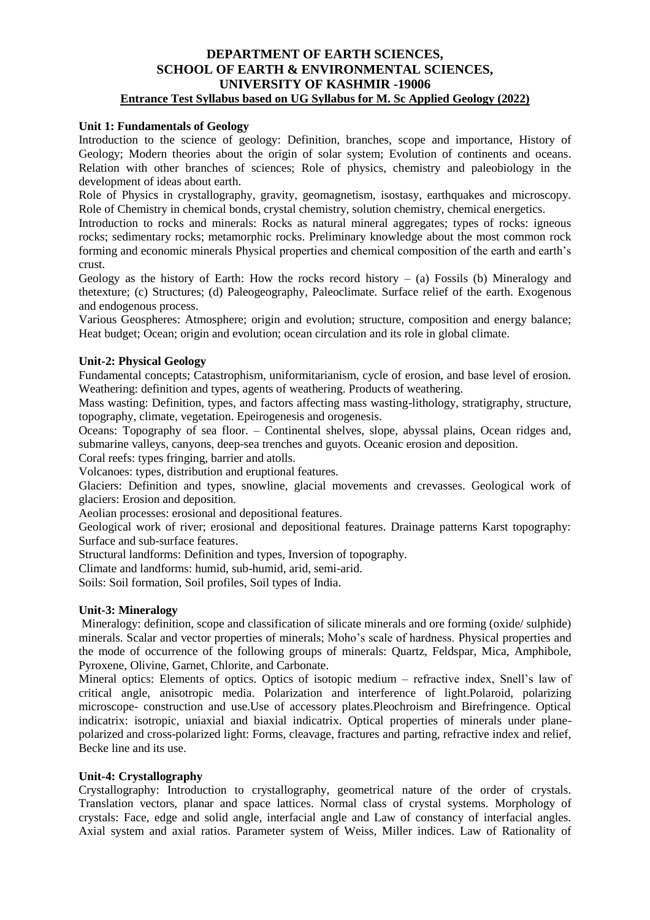# DEPARTMENT OF EARTH SCIENCES, SCHOOL OF EARTH & ENVIRONMENTAL SCIENCES, UNIVERSITY OF KASHMIR -19006

**Entrance Test Syllabus based on UG Syllabus for M. Sc Applied Geology (2022)**

## Unit 1: Fundamentals of Geology

Introduction to the science of geology: Definition, branches, scope and importance, History of Geology; Modern theories about the origin of solar system; Evolution of continents and oceans. Relation with other branches of sciences; Role of physics, chemistry and paleobiology in the development of ideas about earth.

Role of Physics in crystallography, gravity, geomagnetism, isostasy, earthquakes and microscopy. Role of Chemistry in chemical bonds, crystal chemistry, solution chemistry, chemical energetics.

Introduction to rocks and minerals: Rocks as natural mineral aggregates; types of rocks: igneous rocks; sedimentary rocks; metamorphic rocks. Preliminary knowledge about the most common rock forming and economic minerals Physical properties and chemical composition of the earth and earth's crust.

Geology as the history of Earth: How the rocks record history – (a) Fossils (b) Mineralogy and thetexture; (c) Structures; (d) Paleogeography, Paleoclimate. Surface relief of the earth. Exogenous and endogenous process.

Various Geospheres: Atmosphere; origin and evolution; structure, composition and energy balance; Heat budget; Ocean; origin and evolution; ocean circulation and its role in global climate.

## Unit-2: Physical Geology

Fundamental concepts; Catastrophism, uniformitarianism, cycle of erosion, and base level of erosion. Weathering: definition and types, agents of weathering. Products of weathering.

Mass wasting: Definition, types, and factors affecting mass wasting-lithology, stratigraphy, structure, topography, climate, vegetation. Epeirogenesis and orogenesis.

Oceans: Topography of sea floor. – Continental shelves, slope, abyssal plains, Ocean ridges and, submarine valleys, canyons, deep-sea trenches and guyots. Oceanic erosion and deposition.

Coral reefs: types fringing, barrier and atolls.

Volcanoes: types, distribution and eruptional features.

Glaciers: Definition and types, snowline, glacial movements and crevasses. Geological work of glaciers: Erosion and deposition.

Aeolian processes: erosional and depositional features.

Geological work of river; erosional and depositional features. Drainage patterns Karst topography: Surface and sub-surface features.

Structural landforms: Definition and types, Inversion of topography.

Climate and landforms: humid, sub-humid, arid, semi-arid.

Soils: Soil formation, Soil profiles, Soil types of India.

## Unit-3: Mineralogy

Mineralogy: definition, scope and classification of silicate minerals and ore forming (oxide/ sulphide) minerals. Scalar and vector properties of minerals; Moho's scale of hardness. Physical properties and the mode of occurrence of the following groups of minerals: Quartz, Feldspar, Mica, Amphibole, Pyroxene, Olivine, Garnet, Chlorite, and Carbonate.

Mineral optics: Elements of optics. Optics of isotopic medium – refractive index, Snell's law of critical angle, anisotropic media. Polarization and interference of light.Polaroid, polarizing microscope- construction and use.Use of accessory plates.Pleochroism and Birefringence. Optical indicatrix: isotropic, uniaxial and biaxial indicatrix. Optical properties of minerals under plane-polarized and cross-polarized light: Forms, cleavage, fractures and parting, refractive index and relief, Becke line and its use.

## Unit-4: Crystallography

Crystallography: Introduction to crystallography, geometrical nature of the order of crystals. Translation vectors, planar and space lattices. Normal class of crystal systems. Morphology of crystals: Face, edge and solid angle, interfacial angle and Law of constancy of interfacial angles. Axial system and axial ratios. Parameter system of Weiss, Miller indices. Law of Rationality of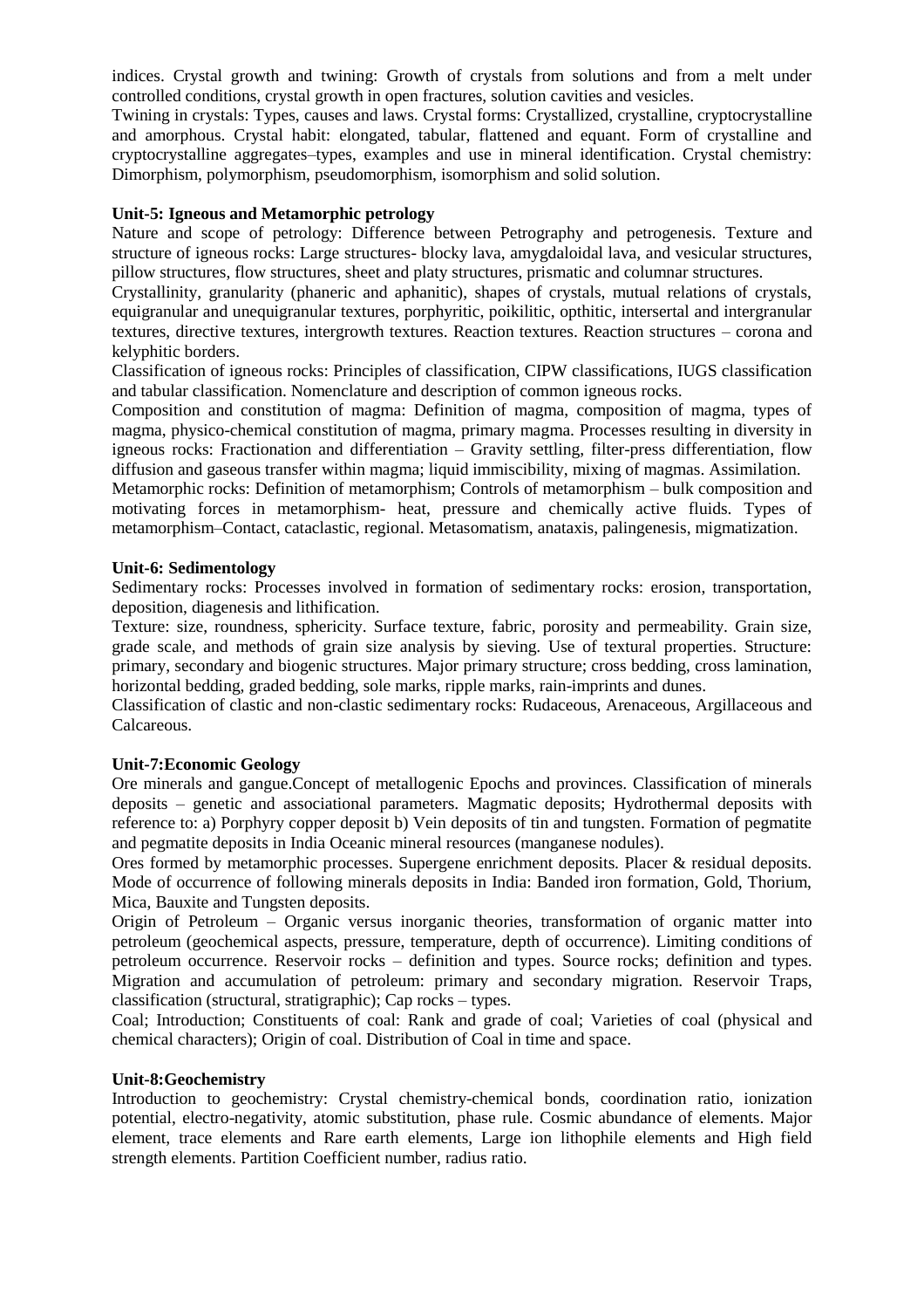indices. Crystal growth and twining: Growth of crystals from solutions and from a melt under controlled conditions, crystal growth in open fractures, solution cavities and vesicles.

Twining in crystals: Types, causes and laws. Crystal forms: Crystallized, crystalline, cryptocrystalline and amorphous. Crystal habit: elongated, tabular, flattened and equant. Form of crystalline and cryptocrystalline aggregates–types, examples and use in mineral identification. Crystal chemistry: Dimorphism, polymorphism, pseudomorphism, isomorphism and solid solution.

**Unit-5: Igneous and Metamorphic petrology**

Nature and scope of petrology: Difference between Petrography and petrogenesis. Texture and structure of igneous rocks: Large structures- blocky lava, amygdaloidal lava, and vesicular structures, pillow structures, flow structures, sheet and platy structures, prismatic and columnar structures.

Crystallinity, granularity (phaneric and aphanitic), shapes of crystals, mutual relations of crystals, equigranular and unequigranular textures, porphyritic, poikilitic, opthitic, intersertal and intergranular textures, directive textures, intergrowth textures. Reaction textures. Reaction structures – corona and kelyphitic borders.

Classification of igneous rocks: Principles of classification, CIPW classifications, IUGS classification and tabular classification. Nomenclature and description of common igneous rocks.

Composition and constitution of magma: Definition of magma, composition of magma, types of magma, physico-chemical constitution of magma, primary magma. Processes resulting in diversity in igneous rocks: Fractionation and differentiation – Gravity settling, filter-press differentiation, flow diffusion and gaseous transfer within magma; liquid immiscibility, mixing of magmas. Assimilation.

Metamorphic rocks: Definition of metamorphism; Controls of metamorphism – bulk composition and motivating forces in metamorphism- heat, pressure and chemically active fluids. Types of metamorphism–Contact, cataclastic, regional. Metasomatism, anataxis, palingenesis, migmatization.

**Unit-6: Sedimentology**

Sedimentary rocks: Processes involved in formation of sedimentary rocks: erosion, transportation, deposition, diagenesis and lithification.

Texture: size, roundness, sphericity. Surface texture, fabric, porosity and permeability. Grain size, grade scale, and methods of grain size analysis by sieving. Use of textural properties. Structure: primary, secondary and biogenic structures. Major primary structure; cross bedding, cross lamination, horizontal bedding, graded bedding, sole marks, ripple marks, rain-imprints and dunes.

Classification of clastic and non-clastic sedimentary rocks: Rudaceous, Arenaceous, Argillaceous and Calcareous.

**Unit-7:Economic Geology**

Ore minerals and gangue.Concept of metallogenic Epochs and provinces. Classification of minerals deposits – genetic and associational parameters. Magmatic deposits; Hydrothermal deposits with reference to: a) Porphyry copper deposit b) Vein deposits of tin and tungsten. Formation of pegmatite and pegmatite deposits in India Oceanic mineral resources (manganese nodules).

Ores formed by metamorphic processes. Supergene enrichment deposits. Placer & residual deposits. Mode of occurrence of following minerals deposits in India: Banded iron formation, Gold, Thorium, Mica, Bauxite and Tungsten deposits.

Origin of Petroleum – Organic versus inorganic theories, transformation of organic matter into petroleum (geochemical aspects, pressure, temperature, depth of occurrence). Limiting conditions of petroleum occurrence. Reservoir rocks – definition and types. Source rocks; definition and types. Migration and accumulation of petroleum: primary and secondary migration. Reservoir Traps, classification (structural, stratigraphic); Cap rocks – types.

Coal; Introduction; Constituents of coal: Rank and grade of coal; Varieties of coal (physical and chemical characters); Origin of coal. Distribution of Coal in time and space.

**Unit-8:Geochemistry**

Introduction to geochemistry: Crystal chemistry-chemical bonds, coordination ratio, ionization potential, electro-negativity, atomic substitution, phase rule. Cosmic abundance of elements. Major element, trace elements and Rare earth elements, Large ion lithophile elements and High field strength elements. Partition Coefficient number, radius ratio.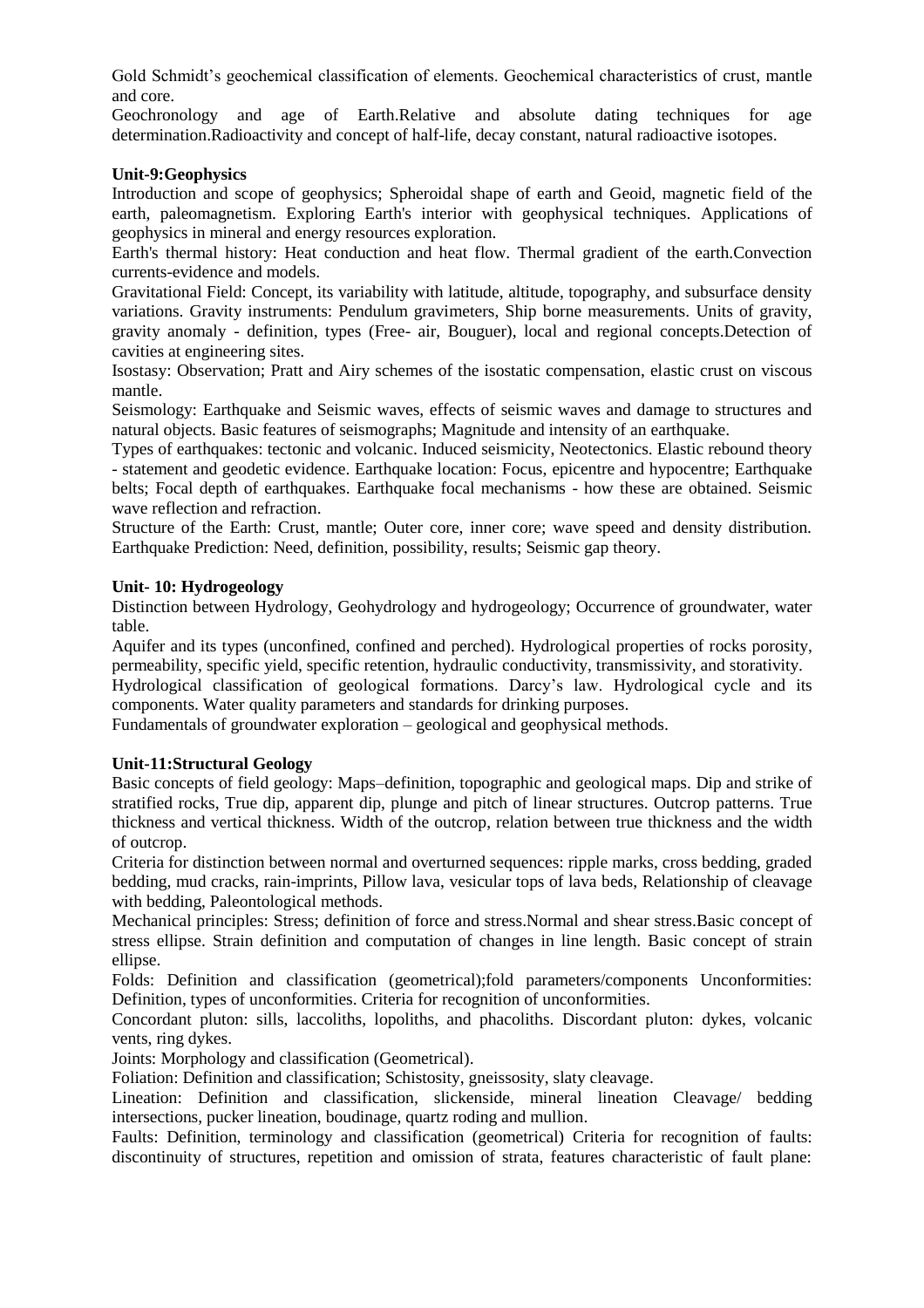Gold Schmidt's geochemical classification of elements. Geochemical characteristics of crust, mantle and core.

Geochronology and age of Earth.Relative and absolute dating techniques for age determination.Radioactivity and concept of half-life, decay constant, natural radioactive isotopes.

**Unit-9:Geophysics**

Introduction and scope of geophysics; Spheroidal shape of earth and Geoid, magnetic field of the earth, paleomagnetism. Exploring Earth's interior with geophysical techniques. Applications of geophysics in mineral and energy resources exploration.

Earth's thermal history: Heat conduction and heat flow. Thermal gradient of the earth.Convection currents-evidence and models.

Gravitational Field: Concept, its variability with latitude, altitude, topography, and subsurface density variations. Gravity instruments: Pendulum gravimeters, Ship borne measurements. Units of gravity, gravity anomaly - definition, types (Free- air, Bouguer), local and regional concepts.Detection of cavities at engineering sites.

Isostasy: Observation; Pratt and Airy schemes of the isostatic compensation, elastic crust on viscous mantle.

Seismology: Earthquake and Seismic waves, effects of seismic waves and damage to structures and natural objects. Basic features of seismographs; Magnitude and intensity of an earthquake.

Types of earthquakes: tectonic and volcanic. Induced seismicity, Neotectonics. Elastic rebound theory - statement and geodetic evidence. Earthquake location: Focus, epicentre and hypocentre; Earthquake belts; Focal depth of earthquakes. Earthquake focal mechanisms - how these are obtained. Seismic wave reflection and refraction.

Structure of the Earth: Crust, mantle; Outer core, inner core; wave speed and density distribution. Earthquake Prediction: Need, definition, possibility, results; Seismic gap theory.

**Unit- 10: Hydrogeology**

Distinction between Hydrology, Geohydrology and hydrogeology; Occurrence of groundwater, water table.

Aquifer and its types (unconfined, confined and perched). Hydrological properties of rocks porosity, permeability, specific yield, specific retention, hydraulic conductivity, transmissivity, and storativity.

Hydrological classification of geological formations. Darcy's law. Hydrological cycle and its components. Water quality parameters and standards for drinking purposes.

Fundamentals of groundwater exploration – geological and geophysical methods.

**Unit-11:Structural Geology**

Basic concepts of field geology: Maps–definition, topographic and geological maps. Dip and strike of stratified rocks, True dip, apparent dip, plunge and pitch of linear structures. Outcrop patterns. True thickness and vertical thickness. Width of the outcrop, relation between true thickness and the width of outcrop.

Criteria for distinction between normal and overturned sequences: ripple marks, cross bedding, graded bedding, mud cracks, rain-imprints, Pillow lava, vesicular tops of lava beds, Relationship of cleavage with bedding, Paleontological methods.

Mechanical principles: Stress; definition of force and stress.Normal and shear stress.Basic concept of stress ellipse. Strain definition and computation of changes in line length. Basic concept of strain ellipse.

Folds: Definition and classification (geometrical);fold parameters/components Unconformities: Definition, types of unconformities. Criteria for recognition of unconformities.

Concordant pluton: sills, laccoliths, lopoliths, and phacoliths. Discordant pluton: dykes, volcanic vents, ring dykes.

Joints: Morphology and classification (Geometrical).

Foliation: Definition and classification; Schistosity, gneissosity, slaty cleavage.

Lineation: Definition and classification, slickenside, mineral lineation Cleavage/ bedding intersections, pucker lineation, boudinage, quartz roding and mullion.

Faults: Definition, terminology and classification (geometrical) Criteria for recognition of faults: discontinuity of structures, repetition and omission of strata, features characteristic of fault plane: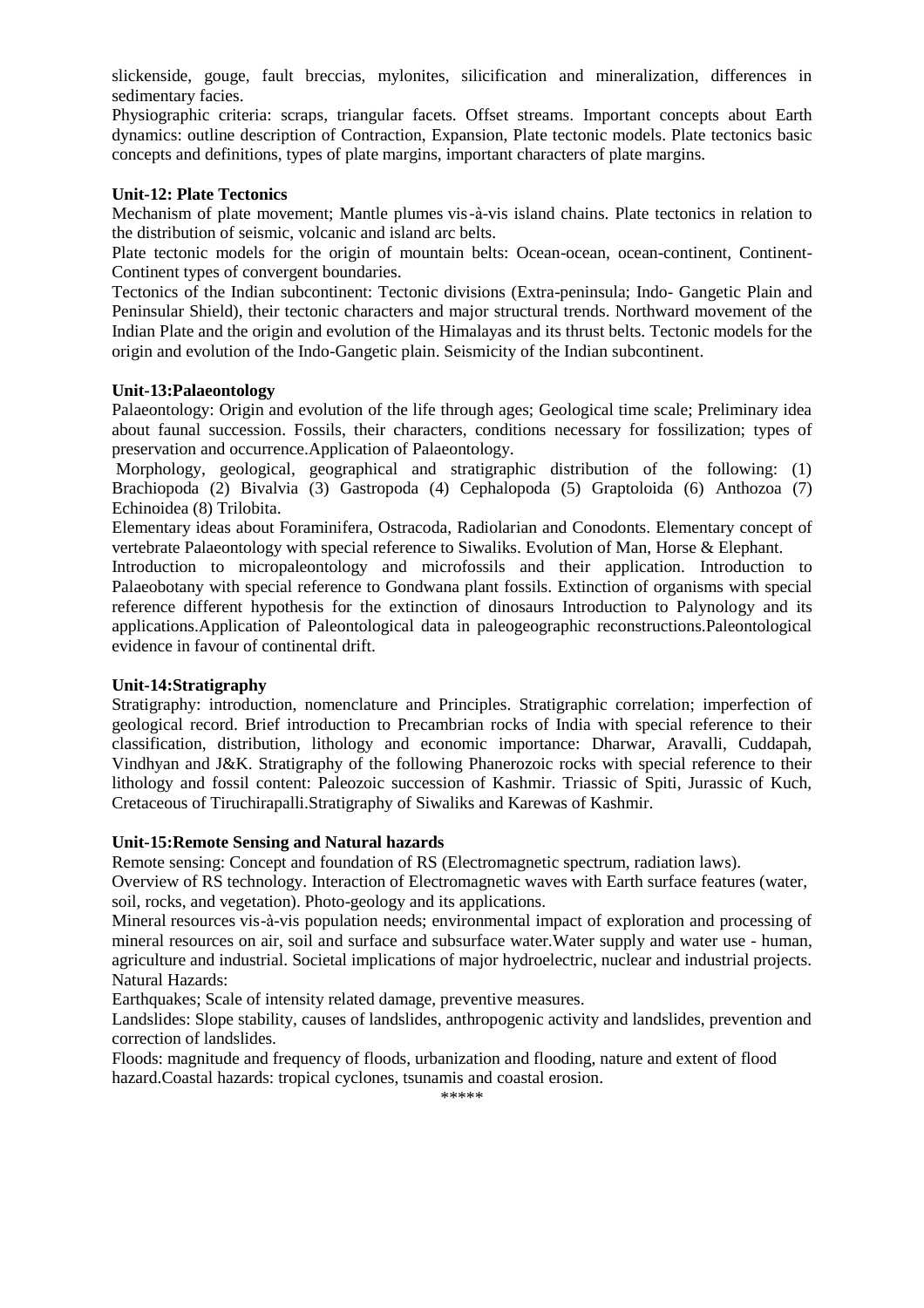slickenside, gouge, fault breccias, mylonites, silicification and mineralization, differences in sedimentary facies.

Physiographic criteria: scraps, triangular facets. Offset streams. Important concepts about Earth dynamics: outline description of Contraction, Expansion, Plate tectonic models. Plate tectonics basic concepts and definitions, types of plate margins, important characters of plate margins.

**Unit-12: Plate Tectonics**

Mechanism of plate movement; Mantle plumes vis-à-vis island chains. Plate tectonics in relation to the distribution of seismic, volcanic and island arc belts.

Plate tectonic models for the origin of mountain belts: Ocean-ocean, ocean-continent, Continent-Continent types of convergent boundaries.

Tectonics of the Indian subcontinent: Tectonic divisions (Extra-peninsula; Indo- Gangetic Plain and Peninsular Shield), their tectonic characters and major structural trends. Northward movement of the Indian Plate and the origin and evolution of the Himalayas and its thrust belts. Tectonic models for the origin and evolution of the Indo-Gangetic plain. Seismicity of the Indian subcontinent.

**Unit-13:Palaeontology**

Palaeontology: Origin and evolution of the life through ages; Geological time scale; Preliminary idea about faunal succession. Fossils, their characters, conditions necessary for fossilization; types of preservation and occurrence.Application of Palaeontology.

Morphology, geological, geographical and stratigraphic distribution of the following: (1) Brachiopoda (2) Bivalvia (3) Gastropoda (4) Cephalopoda (5) Graptoloida (6) Anthozoa (7) Echinoidea (8) Trilobita.

Elementary ideas about Foraminifera, Ostracoda, Radiolarian and Conodonts. Elementary concept of vertebrate Palaeontology with special reference to Siwaliks. Evolution of Man, Horse & Elephant.

Introduction to micropaleontology and microfossils and their application. Introduction to Palaeobotany with special reference to Gondwana plant fossils. Extinction of organisms with special reference different hypothesis for the extinction of dinosaurs Introduction to Palynology and its applications.Application of Paleontological data in paleogeographic reconstructions.Paleontological evidence in favour of continental drift.

**Unit-14:Stratigraphy**

Stratigraphy: introduction, nomenclature and Principles. Stratigraphic correlation; imperfection of geological record. Brief introduction to Precambrian rocks of India with special reference to their classification, distribution, lithology and economic importance: Dharwar, Aravalli, Cuddapah, Vindhyan and J&K. Stratigraphy of the following Phanerozoic rocks with special reference to their lithology and fossil content: Paleozoic succession of Kashmir. Triassic of Spiti, Jurassic of Kuch, Cretaceous of Tiruchirapalli.Stratigraphy of Siwaliks and Karewas of Kashmir.

**Unit-15:Remote Sensing and Natural hazards**

Remote sensing: Concept and foundation of RS (Electromagnetic spectrum, radiation laws).

Overview of RS technology. Interaction of Electromagnetic waves with Earth surface features (water, soil, rocks, and vegetation). Photo-geology and its applications.

Mineral resources vis-à-vis population needs; environmental impact of exploration and processing of mineral resources on air, soil and surface and subsurface water.Water supply and water use - human, agriculture and industrial. Societal implications of major hydroelectric, nuclear and industrial projects.

Natural Hazards:

Earthquakes; Scale of intensity related damage, preventive measures.

Landslides: Slope stability, causes of landslides, anthropogenic activity and landslides, prevention and correction of landslides.

Floods: magnitude and frequency of floods, urbanization and flooding, nature and extent of flood hazard.Coastal hazards: tropical cyclones, tsunamis and coastal erosion.

*****